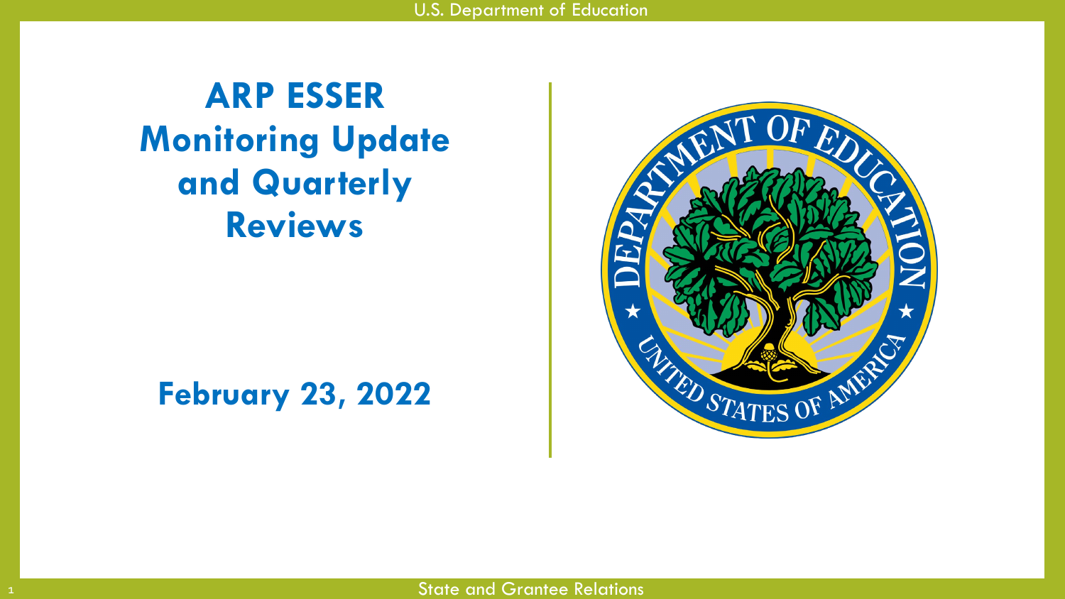# ARP ESSER Monitoring Update and Quarterly Reviews

**February 23, 2022**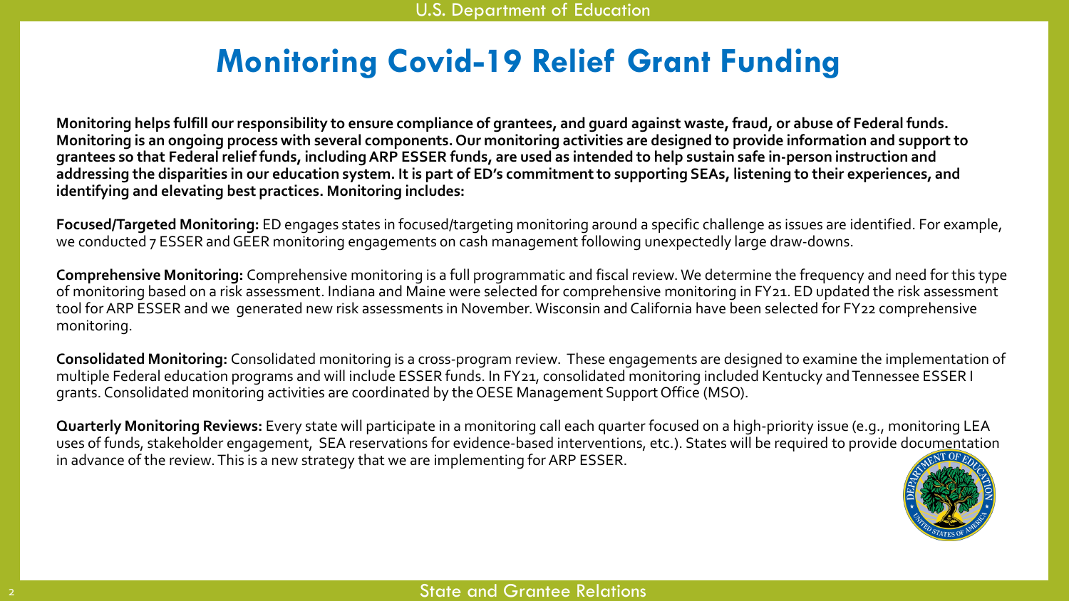# Monitoring Covid-19 Relief Grant Funding

**Monitoring helps fulfill our responsibility to ensure compliance of grantees, and guard against waste, fraud, or abuse of Federal funds. Monitoring is an ongoing process with several components. Our monitoring activities are designed to provide information and support to grantees so that Federal relief funds, including ARP ESSER funds, are used as intended to help sustain safe in-person instruction and addressing the disparities in our education system. It is part of ED's commitment to supporting SEAs, listening to their experiences, and identifying and elevating best practices. Monitoring includes:**

**Focused/Targeted Monitoring:** ED engages states in focused/targeting monitoring around a specific challenge as issues are identified. For example, we conducted 7 ESSER and GEER monitoring engagements on cash management following unexpectedly large draw-downs.

**Comprehensive Monitoring:** Comprehensive monitoring is a full programmatic and fiscal review. We determine the frequency and need for this type of monitoring based on a risk assessment. Indiana and Maine were selected for comprehensive monitoring in FY21. ED updated the risk assessment tool for ARP ESSER and we generated new risk assessments in November. Wisconsin and California have been selected for FY22 comprehensive monitoring.

**Consolidated Monitoring:** Consolidated monitoring is a cross-program review. These engagements are designed to examine the implementation of multiple Federal education programs and will include ESSER funds. In FY21, consolidated monitoring included Kentucky and Tennessee ESSER I grants. Consolidated monitoring activities are coordinated by the OESE Management Support Office (MSO).

**Quarterly Monitoring Reviews:** Every state will participate in a monitoring call each quarter focused on a high-priority issue (e.g., monitoring LEA uses of funds, stakeholder engagement, SEA reservations for evidence-based interventions, etc.). States will be required to provide documentation in advance of the review. This is a new strategy that we are implementing for ARP ESSER.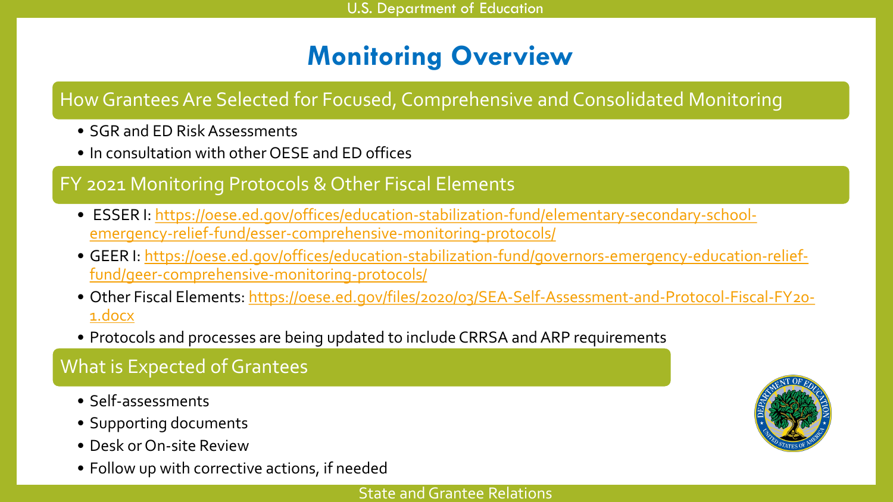# Monitoring Overview

## How Grantees Are Selected for Focused, Comprehensive and Consolidated Monitoring

- SGR and ED Risk Assessments
- In consultation with other OESE and ED offices

## FY 2021 Monitoring Protocols & Other Fiscal Elements

- ESSER I: https://oese.ed.gov/offices/education-stabilization-fund/elementary-secondary-school-emergency-relief-fund/esser-comprehensive-monitoring-protocols/
- GEER I: https://oese.ed.gov/offices/education-stabilization-fund/governors-emergency-education-relief-fund/geer-comprehensive-monitoring-protocols/
- Other Fiscal Elements: https://oese.ed.gov/files/2020/03/SEA-Self-Assessment-and-Protocol-Fiscal-FY20-1.docx
- Protocols and processes are being updated to include CRRSA and ARP requirements

## What is Expected of Grantees

- Self-assessments
- Supporting documents
- Desk or On-site Review
- Follow up with corrective actions, if needed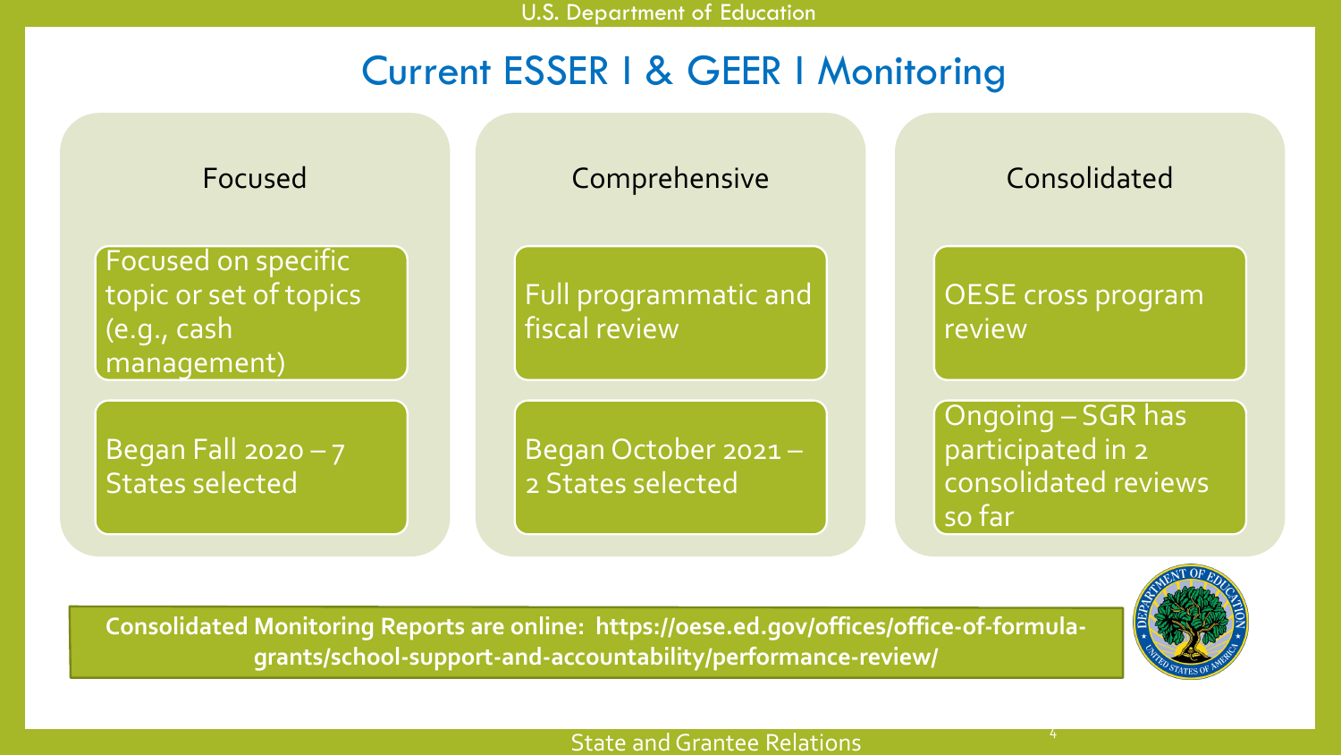# Current ESSER I & GEER I Monitoring

| Focused | Comprehensive | Consolidated |
| --- | --- | --- |
| Focused on specific topic or set of topics (e.g., cash management) | Full programmatic and fiscal review | OESE cross program review |
| Began Fall 2020 – 7 States selected | Began October 2021 – 2 States selected | Ongoing – SGR has participated in 2 consolidated reviews so far |

**Consolidated Monitoring Reports are online: https://oese.ed.gov/offices/office-of-formula-grants/school-support-and-accountability/performance-review/**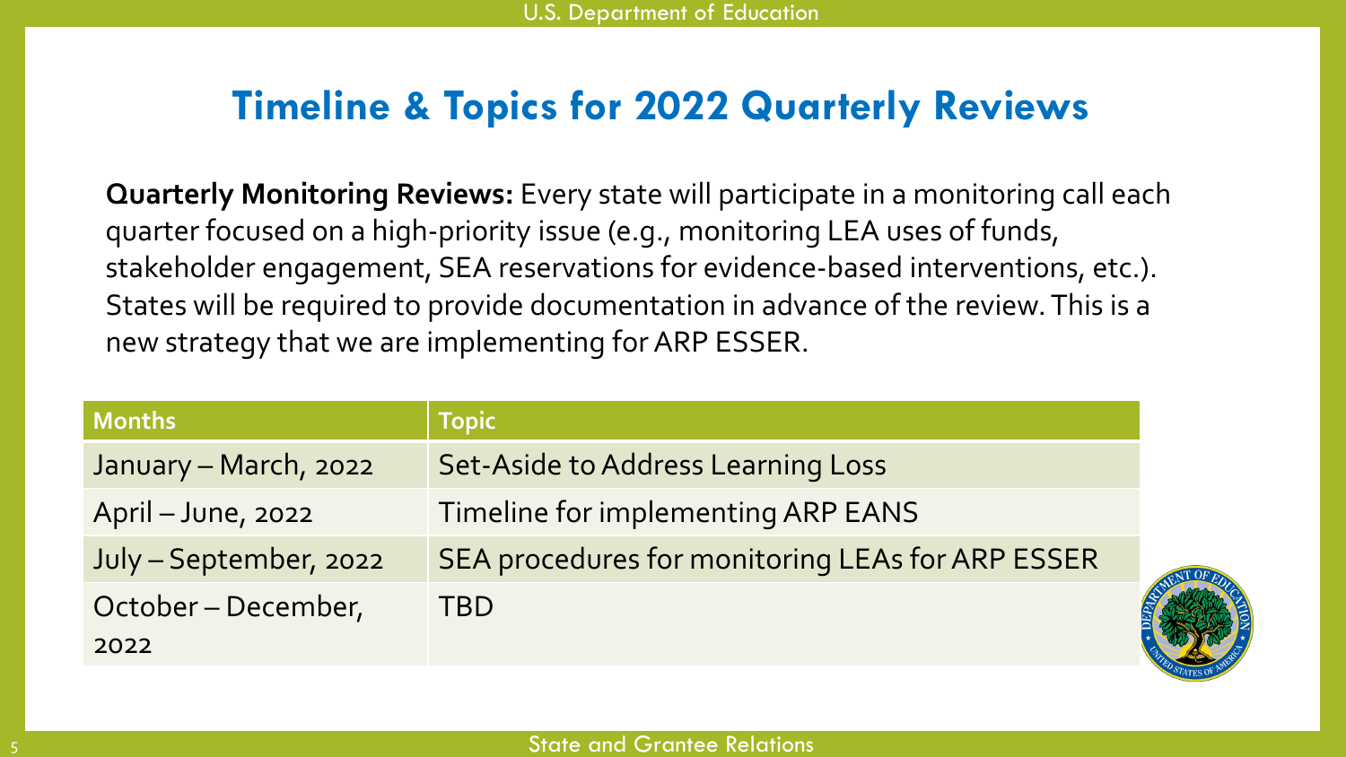# Timeline & Topics for 2022 Quarterly Reviews

**Quarterly Monitoring Reviews:** Every state will participate in a monitoring call each quarter focused on a high-priority issue (e.g., monitoring LEA uses of funds, stakeholder engagement, SEA reservations for evidence-based interventions, etc.). States will be required to provide documentation in advance of the review. This is a new strategy that we are implementing for ARP ESSER.

| Months | Topic |
| --- | --- |
| January – March, 2022 | Set-Aside to Address Learning Loss |
| April – June, 2022 | Timeline for implementing ARP EANS |
| July – September, 2022 | SEA procedures for monitoring LEAs for ARP ESSER |
| October – December, 2022 | TBD |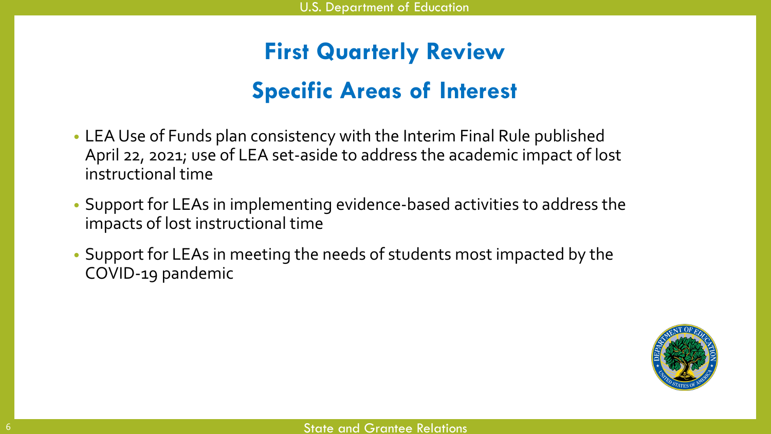# First Quarterly Review

## Specific Areas of Interest

- LEA Use of Funds plan consistency with the Interim Final Rule published April 22, 2021; use of LEA set-aside to address the academic impact of lost instructional time
- Support for LEAs in implementing evidence-based activities to address the impacts of lost instructional time
- Support for LEAs in meeting the needs of students most impacted by the COVID-19 pandemic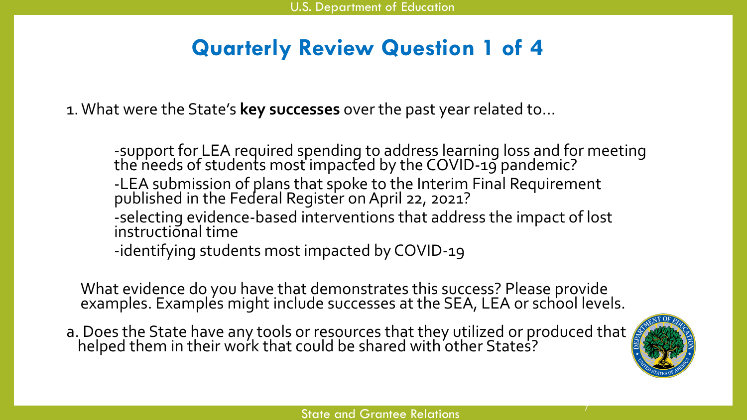# Quarterly Review Question 1 of 4

1. What were the State's **key successes** over the past year related to…

   -support for LEA required spending to address learning loss and for meeting the needs of students most impacted by the COVID-19 pandemic?

   -LEA submission of plans that spoke to the Interim Final Requirement published in the Federal Register on April 22, 2021?

   -selecting evidence-based interventions that address the impact of lost instructional time

   -identifying students most impacted by COVID-19

   What evidence do you have that demonstrates this success? Please provide examples. Examples might include successes at the SEA, LEA or school levels.

a. Does the State have any tools or resources that they utilized or produced that helped them in their work that could be shared with other States?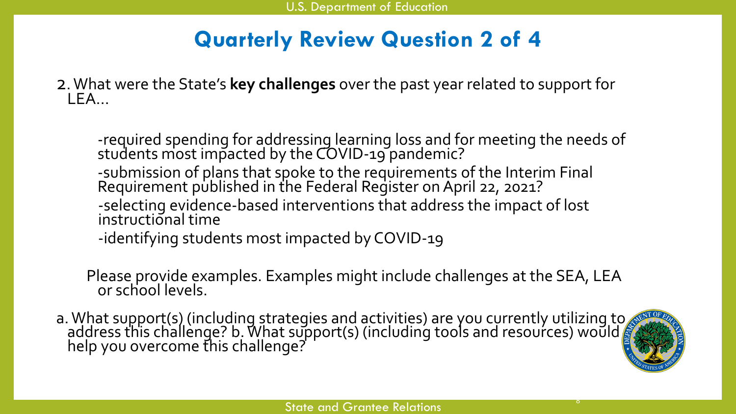# Quarterly Review Question 2 of 4

2. What were the State's **key challenges** over the past year related to support for LEA…

- -required spending for addressing learning loss and for meeting the needs of students most impacted by the COVID-19 pandemic?
- -submission of plans that spoke to the requirements of the Interim Final Requirement published in the Federal Register on April 22, 2021?
- -selecting evidence-based interventions that address the impact of lost instructional time
- -identifying students most impacted by COVID-19

Please provide examples. Examples might include challenges at the SEA, LEA or school levels.

a. What support(s) (including strategies and activities) are you currently utilizing to address this challenge? b. What support(s) (including tools and resources) would help you overcome this challenge?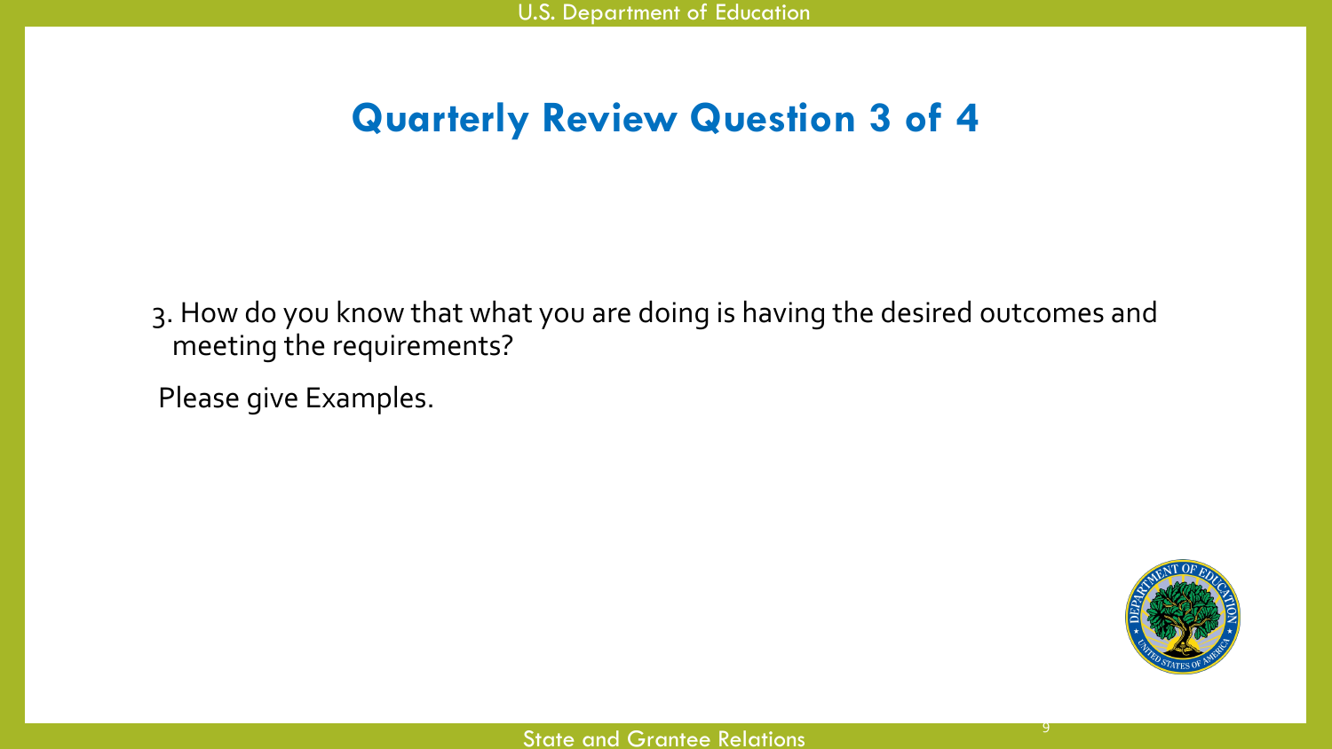# Quarterly Review Question 3 of 4

3. How do you know that what you are doing is having the desired outcomes and meeting the requirements?

Please give Examples.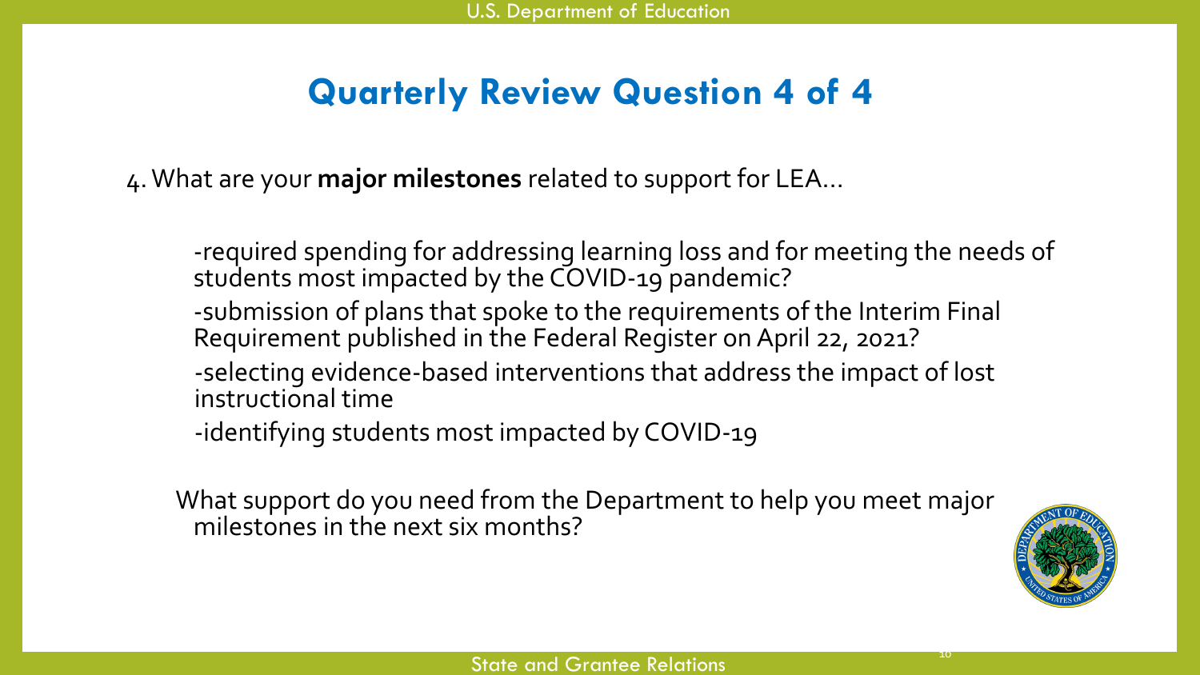# Quarterly Review Question 4 of 4

4. What are your **major milestones** related to support for LEA…

- -required spending for addressing learning loss and for meeting the needs of students most impacted by the COVID-19 pandemic?
- -submission of plans that spoke to the requirements of the Interim Final Requirement published in the Federal Register on April 22, 2021?
- -selecting evidence-based interventions that address the impact of lost instructional time
- -identifying students most impacted by COVID-19

What support do you need from the Department to help you meet major milestones in the next six months?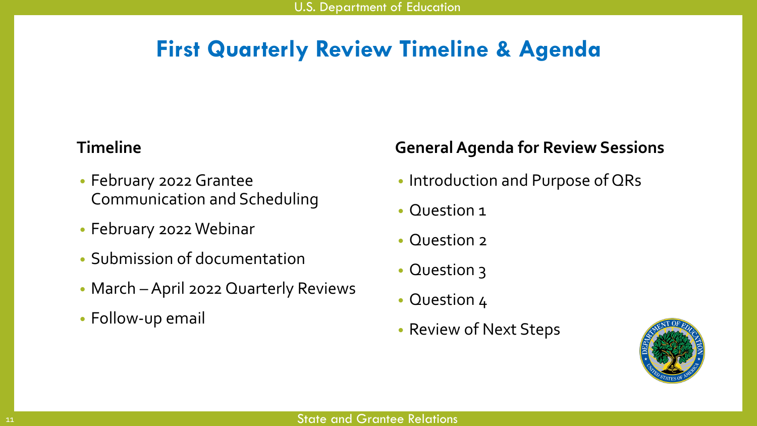# First Quarterly Review Timeline & Agenda

### Timeline

- February 2022 Grantee Communication and Scheduling
- February 2022 Webinar
- Submission of documentation
- March – April 2022 Quarterly Reviews
- Follow-up email

### General Agenda for Review Sessions

- Introduction and Purpose of QRs
- Question 1
- Question 2
- Question 3
- Question 4
- Review of Next Steps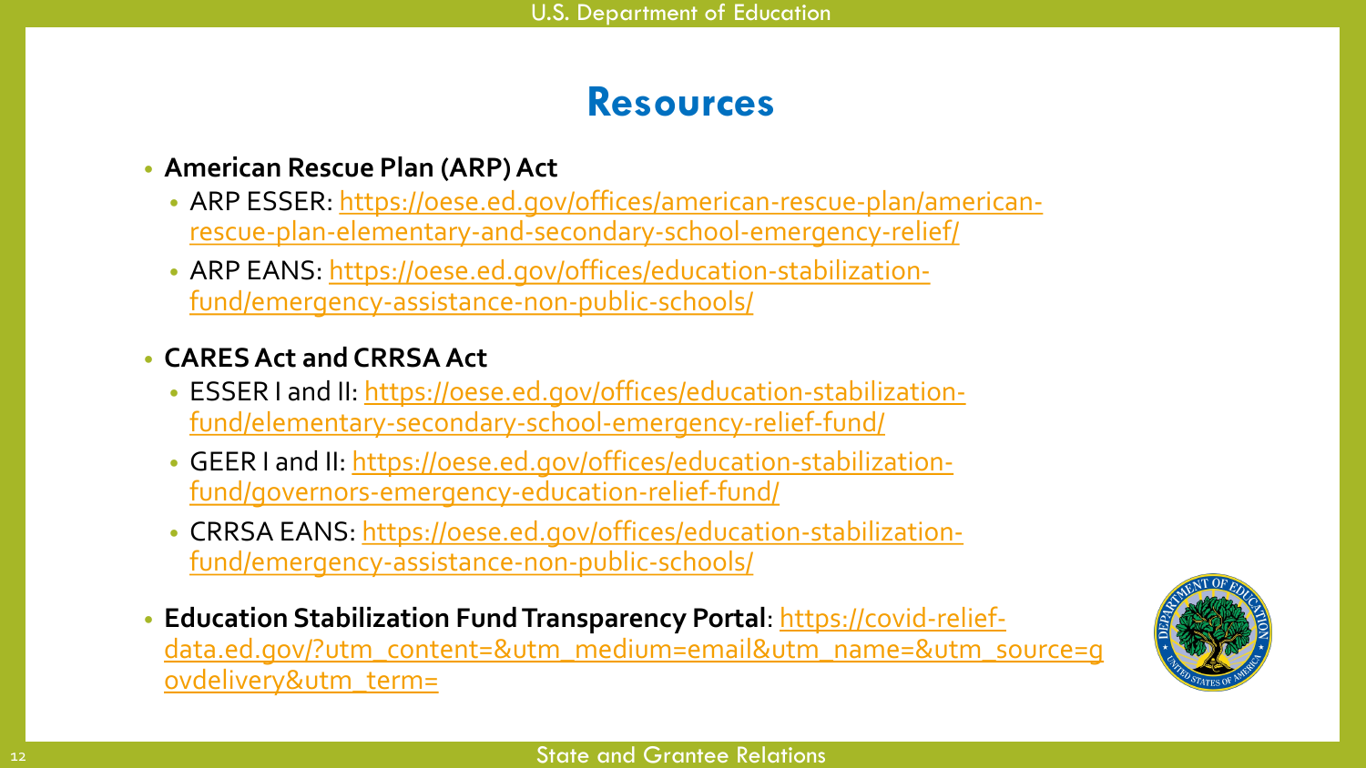# Resources

- **American Rescue Plan (ARP) Act**
  - ARP ESSER: https://oese.ed.gov/offices/american-rescue-plan/american-rescue-plan-elementary-and-secondary-school-emergency-relief/
  - ARP EANS: https://oese.ed.gov/offices/education-stabilization-fund/emergency-assistance-non-public-schools/
- **CARES Act and CRRSA Act**
  - ESSER I and II: https://oese.ed.gov/offices/education-stabilization-fund/elementary-secondary-school-emergency-relief-fund/
  - GEER I and II: https://oese.ed.gov/offices/education-stabilization-fund/governors-emergency-education-relief-fund/
  - CRRSA EANS: https://oese.ed.gov/offices/education-stabilization-fund/emergency-assistance-non-public-schools/
- **Education Stabilization Fund Transparency Portal**: https://covid-relief-data.ed.gov/?utm_content=&utm_medium=email&utm_name=&utm_source=govdelivery&utm_term=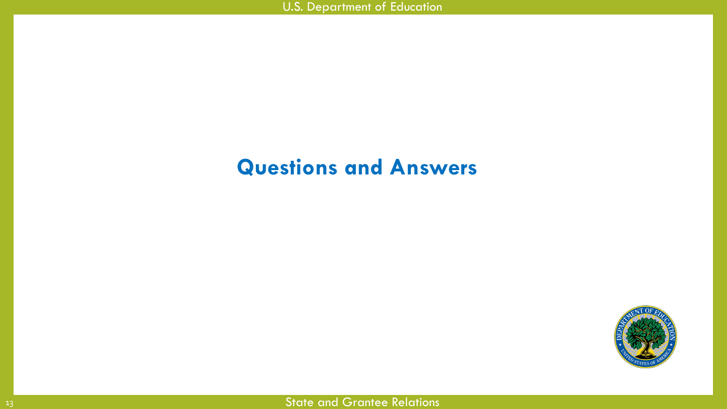# Questions and Answers